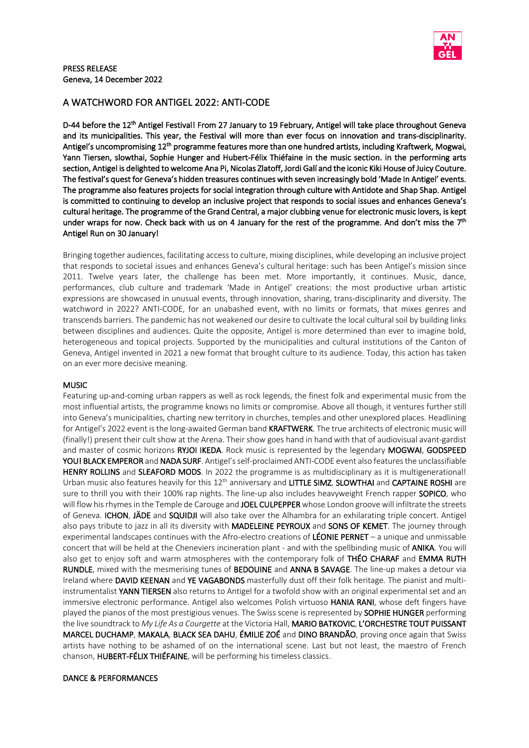PRESS RELEASE
Geneva, 14 December 2022

# A WATCHWORD FOR ANTIGEL 2022: ANTI-CODE

**D-44 before the 12th Antigel Festival! From 27 January to 19 February, Antigel will take place throughout Geneva and its municipalities. This year, the Festival will more than ever focus on innovation and trans-disciplinarity. Antigel's uncompromising 12th programme features more than one hundred artists, including Kraftwerk, Mogwai, Yann Tiersen, slowthai, Sophie Hunger and Hubert-Félix Thiéfaine in the music section. in the performing arts section, Antigel is delighted to welcome Ana Pi, Nicolas Zlatoff, Jordi Galí and the iconic Kiki House of Juicy Couture. The festival's quest for Geneva's hidden treasures continues with seven increasingly bold 'Made In Antigel' events. The programme also features projects for social integration through culture with Antidote and Shap Shap. Antigel is committed to continuing to develop an inclusive project that responds to social issues and enhances Geneva's cultural heritage. The programme of the Grand Central, a major clubbing venue for electronic music lovers, is kept under wraps for now. Check back with us on 4 January for the rest of the programme. And don't miss the 7th Antigel Run on 30 January!**

Bringing together audiences, facilitating access to culture, mixing disciplines, while developing an inclusive project that responds to societal issues and enhances Geneva's cultural heritage: such has been Antigel's mission since 2011. Twelve years later, the challenge has been met. More importantly, it continues. Music, dance, performances, club culture and trademark 'Made in Antigel' creations: the most productive urban artistic expressions are showcased in unusual events, through innovation, sharing, trans-disciplinarity and diversity. The watchword in 2022? ANTI-CODE, for an unabashed event, with no limits or formats, that mixes genres and transcends barriers. The pandemic has not weakened our desire to cultivate the local cultural soil by building links between disciplines and audiences. Quite the opposite, Antigel is more determined than ever to imagine bold, heterogeneous and topical projects. Supported by the municipalities and cultural institutions of the Canton of Geneva, Antigel invented in 2021 a new format that brought culture to its audience. Today, this action has taken on an ever more decisive meaning.

## MUSIC

Featuring up-and-coming urban rappers as well as rock legends, the finest folk and experimental music from the most influential artists, the programme knows no limits or compromise. Above all though, it ventures further still into Geneva's municipalities, charting new territory in churches, temples and other unexplored places. Headlining for Antigel's 2022 event is the long-awaited German band **KRAFTWERK**. The true architects of electronic music will (finally!) present their cult show at the Arena. Their show goes hand in hand with that of audiovisual avant-gardist and master of cosmic horizons **RYJOI IKEDA**. Rock music is represented by the legendary **MOGWAI**, **GODSPEED YOU! BLACK EMPEROR** and **NADA SURF**. Antigel's self-proclaimed ANTI-CODE event also features the unclassifiable **HENRY ROLLINS** and **SLEAFORD MODS**. In 2022 the programme is as multidisciplinary as it is multigenerational! Urban music also features heavily for this 12th anniversary and **LITTLE SIMZ**, **SLOWTHAI** and **CAPTAINE ROSHI** are sure to thrill you with their 100% rap nights. The line-up also includes heavyweight French rapper **SOPICO**, who will flow his rhymes in the Temple de Carouge and **JOEL CULPEPPER** whose London groove will infiltrate the streets of Geneva. **ICHON**, **JÄDE** and **SQUIDJI** will also take over the Alhambra for an exhilarating triple concert. Antigel also pays tribute to jazz in all its diversity with **MADELEINE PEYROUX** and **SONS OF KEMET**. The journey through experimental landscapes continues with the Afro-electro creations of **LÉONIE PERNET** – a unique and unmissable concert that will be held at the Cheneviers incineration plant - and with the spellbinding music of **ANIKA**. You will also get to enjoy soft and warm atmospheres with the contemporary folk of **THÉO CHARAF** and **EMMA RUTH RUNDLE**, mixed with the mesmerising tunes of **BEDOUINE** and **ANNA B SAVAGE**. The line-up makes a detour via Ireland where **DAVID KEENAN** and **YE VAGABONDS** masterfully dust off their folk heritage. The pianist and multi-instrumentalist **YANN TIERSEN** also returns to Antigel for a twofold show with an original experimental set and an immersive electronic performance. Antigel also welcomes Polish virtuoso **HANIA RANI**, whose deft fingers have played the pianos of the most prestigious venues. The Swiss scene is represented by **SOPHIE HUNGER** performing the live soundtrack to *My Life As a Courgette* at the Victoria Hall, **MARIO BATKOVIC**, **L'ORCHESTRE TOUT PUISSANT MARCEL DUCHAMP**, **MAKALA**, **BLACK SEA DAHU**, **ÉMILIE ZOÉ** and **DINO BRANDÃO**, proving once again that Swiss artists have nothing to be ashamed of on the international scene. Last but not least, the maestro of French chanson, **HUBERT-FÉLIX THIÉFAINE**, will be performing his timeless classics.

## DANCE & PERFORMANCES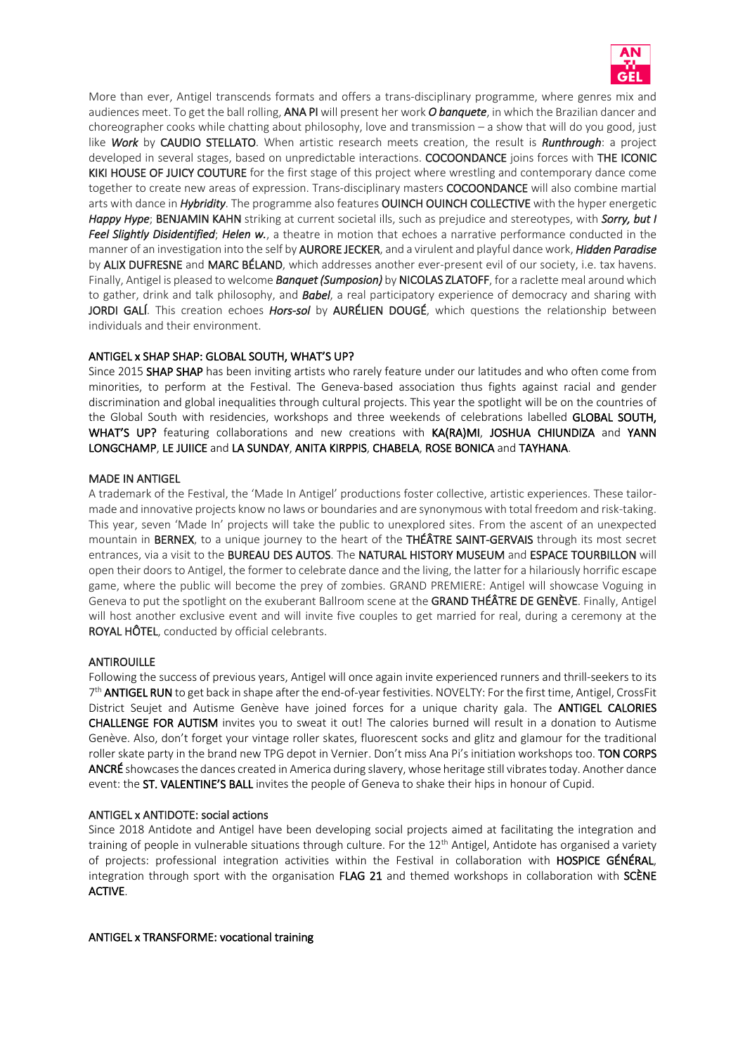More than ever, Antigel transcends formats and offers a trans-disciplinary programme, where genres mix and audiences meet. To get the ball rolling, **ANA PI** will present her work ***O banquete***, in which the Brazilian dancer and choreographer cooks while chatting about philosophy, love and transmission – a show that will do you good, just like ***Work*** by **CAUDIO STELLATO**. When artistic research meets creation, the result is ***Runthrough***: a project developed in several stages, based on unpredictable interactions. **COCOONDANCE** joins forces with **THE ICONIC KIKI HOUSE OF JUICY COUTURE** for the first stage of this project where wrestling and contemporary dance come together to create new areas of expression. Trans-disciplinary masters **COCOONDANCE** will also combine martial arts with dance in ***Hybridity***. The programme also features **OUINCH OUINCH COLLECTIVE** with the hyper energetic ***Happy Hype***; **BENJAMIN KAHN** striking at current societal ills, such as prejudice and stereotypes, with ***Sorry, but I Feel Slightly Disidentified***; ***Helen w.***, a theatre in motion that echoes a narrative performance conducted in the manner of an investigation into the self by **AURORE JECKER**, and a virulent and playful dance work, ***Hidden Paradise*** by **ALIX DUFRESNE** and **MARC BÉLAND**, which addresses another ever-present evil of our society, i.e. tax havens. Finally, Antigel is pleased to welcome ***Banquet (Sumposion)*** by **NICOLAS ZLATOFF**, for a raclette meal around which to gather, drink and talk philosophy, and ***Babel***, a real participatory experience of democracy and sharing with **JORDI GALÍ**. This creation echoes ***Hors-sol*** by **AURÉLIEN DOUGÉ**, which questions the relationship between individuals and their environment.

## ANTIGEL x SHAP SHAP: GLOBAL SOUTH, WHAT'S UP?

Since 2015 **SHAP SHAP** has been inviting artists who rarely feature under our latitudes and who often come from minorities, to perform at the Festival. The Geneva-based association thus fights against racial and gender discrimination and global inequalities through cultural projects. This year the spotlight will be on the countries of the Global South with residencies, workshops and three weekends of celebrations labelled **GLOBAL SOUTH, WHAT'S UP?** featuring collaborations and new creations with **KA(RA)MI**, **JOSHUA CHIUNDIZA** and **YANN LONGCHAMP**, **LE JUIICE** and **LA SUNDAY**, **ANITA KIRPPIS**, **CHABELA**, **ROSE BONICA** and **TAYHANA**.

## MADE IN ANTIGEL

A trademark of the Festival, the 'Made In Antigel' productions foster collective, artistic experiences. These tailor-made and innovative projects know no laws or boundaries and are synonymous with total freedom and risk-taking. This year, seven 'Made In' projects will take the public to unexplored sites. From the ascent of an unexpected mountain in **BERNEX**, to a unique journey to the heart of the **THÉÂTRE SAINT-GERVAIS** through its most secret entrances, via a visit to the **BUREAU DES AUTOS**. The **NATURAL HISTORY MUSEUM** and **ESPACE TOURBILLON** will open their doors to Antigel, the former to celebrate dance and the living, the latter for a hilariously horrific escape game, where the public will become the prey of zombies. GRAND PREMIERE: Antigel will showcase Voguing in Geneva to put the spotlight on the exuberant Ballroom scene at the **GRAND THÉÂTRE DE GENÈVE**. Finally, Antigel will host another exclusive event and will invite five couples to get married for real, during a ceremony at the **ROYAL HÔTEL**, conducted by official celebrants.

## ANTIROUILLE

Following the success of previous years, Antigel will once again invite experienced runners and thrill-seekers to its 7th **ANTIGEL RUN** to get back in shape after the end-of-year festivities. NOVELTY: For the first time, Antigel, CrossFit District Seujet and Autisme Genève have joined forces for a unique charity gala. The **ANTIGEL CALORIES CHALLENGE FOR AUTISM** invites you to sweat it out! The calories burned will result in a donation to Autisme Genève. Also, don't forget your vintage roller skates, fluorescent socks and glitz and glamour for the traditional roller skate party in the brand new TPG depot in Vernier. Don't miss Ana Pi's initiation workshops too. **TON CORPS ANCRÉ** showcases the dances created in America during slavery, whose heritage still vibrates today. Another dance event: the **ST. VALENTINE'S BALL** invites the people of Geneva to shake their hips in honour of Cupid.

## ANTIGEL x ANTIDOTE: social actions

Since 2018 Antidote and Antigel have been developing social projects aimed at facilitating the integration and training of people in vulnerable situations through culture. For the 12th Antigel, Antidote has organised a variety of projects: professional integration activities within the Festival in collaboration with **HOSPICE GÉNÉRAL**, integration through sport with the organisation **FLAG 21** and themed workshops in collaboration with **SCÈNE ACTIVE**.

## ANTIGEL x TRANSFORME: vocational training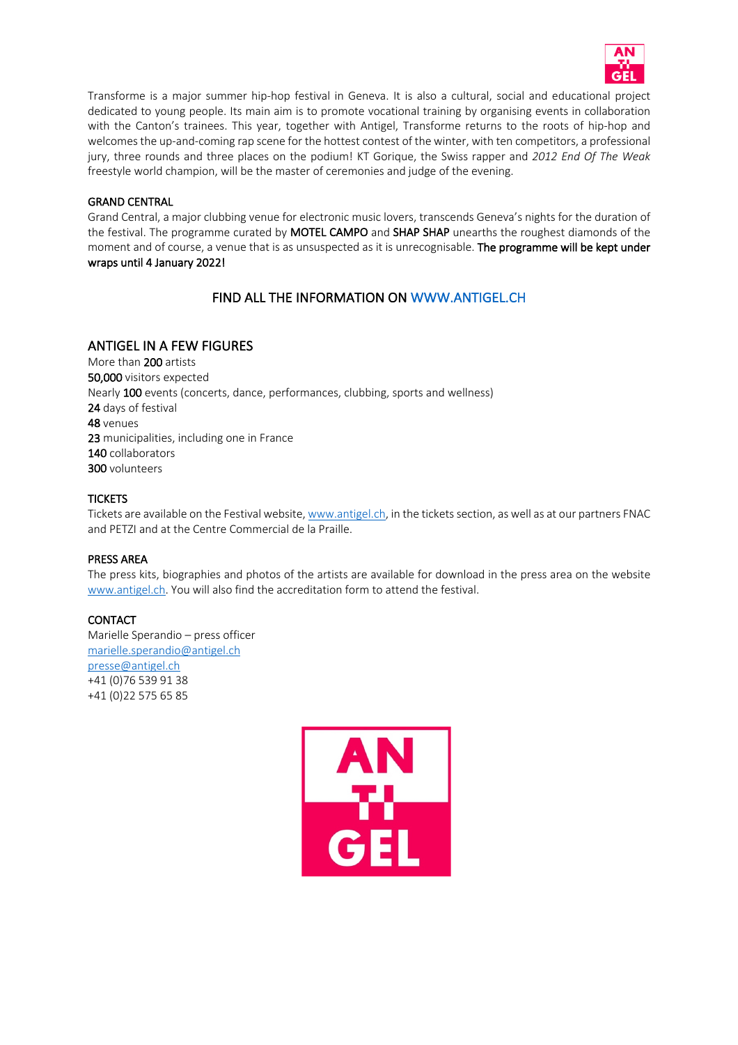Transforme is a major summer hip-hop festival in Geneva. It is also a cultural, social and educational project dedicated to young people. Its main aim is to promote vocational training by organising events in collaboration with the Canton's trainees. This year, together with Antigel, Transforme returns to the roots of hip-hop and welcomes the up-and-coming rap scene for the hottest contest of the winter, with ten competitors, a professional jury, three rounds and three places on the podium! KT Gorique, the Swiss rapper and *2012 End Of The Weak* freestyle world champion, will be the master of ceremonies and judge of the evening.

### GRAND CENTRAL

Grand Central, a major clubbing venue for electronic music lovers, transcends Geneva's nights for the duration of the festival. The programme curated by **MOTEL CAMPO** and **SHAP SHAP** unearths the roughest diamonds of the moment and of course, a venue that is as unsuspected as it is unrecognisable. **The programme will be kept under wraps until 4 January 2022!**

## FIND ALL THE INFORMATION ON WWW.ANTIGEL.CH

## ANTIGEL IN A FEW FIGURES

More than **200** artists
**50,000** visitors expected
Nearly **100** events (concerts, dance, performances, clubbing, sports and wellness)
**24** days of festival
**48** venues
**23** municipalities, including one in France
**140** collaborators
**300** volunteers

### TICKETS

Tickets are available on the Festival website, www.antigel.ch, in the tickets section, as well as at our partners FNAC and PETZI and at the Centre Commercial de la Praille.

### PRESS AREA

The press kits, biographies and photos of the artists are available for download in the press area on the website www.antigel.ch. You will also find the accreditation form to attend the festival.

### CONTACT

Marielle Sperandio – press officer
marielle.sperandio@antigel.ch
presse@antigel.ch
+41 (0)76 539 91 38
+41 (0)22 575 65 85